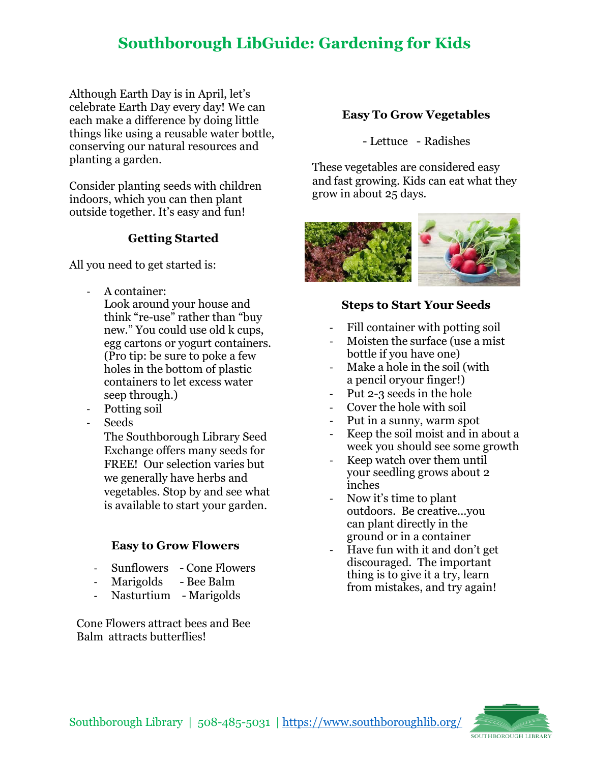# Southborough LibGuide: Gardening for Kids

Although Earth Day is in April, let's celebrate Earth Day every day! We can each make a difference by doing little things like using a reusable water bottle, conserving our natural resources and planting a garden.

Consider planting seeds with children indoors, which you can then plant outside together. It's easy and fun!

### Getting Started

All you need to get started is:

- A container:
  Look around your house and think "re-use" rather than "buy new." You could use old k cups, egg cartons or yogurt containers. (Pro tip: be sure to poke a few holes in the bottom of plastic containers to let excess water seep through.)
- Potting soil
- Seeds
  The Southborough Library Seed Exchange offers many seeds for FREE! Our selection varies but we generally have herbs and vegetables. Stop by and see what is available to start your garden.

### Easy to Grow Flowers

- Sunflowers
- Marigolds
- Nasturtium
- Cone Flowers
- Bee Balm
- Marigolds

Cone Flowers attract bees and Bee Balm attracts butterflies!

### Easy To Grow Vegetables

- Lettuce
- Radishes

These vegetables are considered easy and fast growing. Kids can eat what they grow in about 25 days.

### Steps to Start Your Seeds

- Fill container with potting soil
- Moisten the surface (use a mist bottle if you have one)
- Make a hole in the soil (with a pencil oryour finger!)
- Put 2-3 seeds in the hole
- Cover the hole with soil
- Put in a sunny, warm spot
- Keep the soil moist and in about a week you should see some growth
- Keep watch over them until your seedling grows about 2 inches
- Now it's time to plant outdoors. Be creative...you can plant directly in the ground or in a container
- Have fun with it and don't get discouraged. The important thing is to give it a try, learn from mistakes, and try again!

Southborough Library | 508-485-5031 | https://www.southboroughlib.org/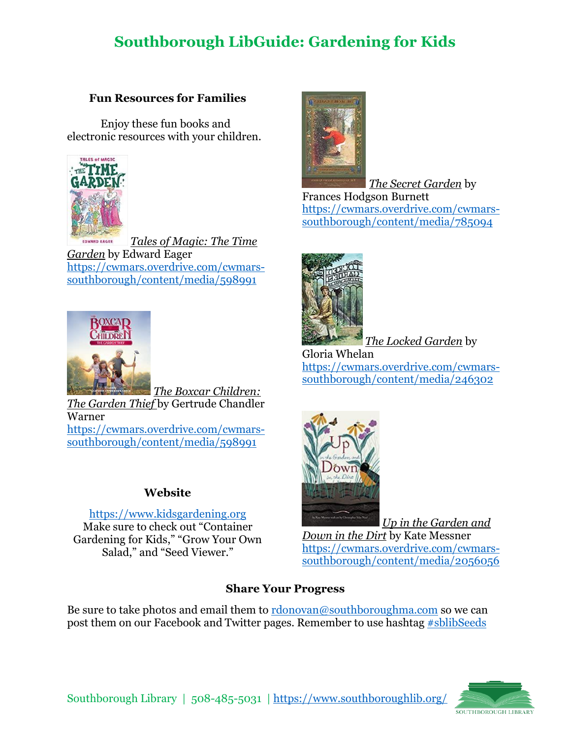# Southborough LibGuide: Gardening for Kids

### Fun Resources for Families

Enjoy these fun books and electronic resources with your children.

*Tales of Magic: The Time Garden* by Edward Eager
https://cwmars.overdrive.com/cwmars-southborough/content/media/598991

*The Boxcar Children: The Garden Thief* by Gertrude Chandler Warner
https://cwmars.overdrive.com/cwmars-southborough/content/media/598991

### Website

https://www.kidsgardening.org
Make sure to check out "Container Gardening for Kids," "Grow Your Own Salad," and "Seed Viewer."

*The Secret Garden* by Frances Hodgson Burnett
https://cwmars.overdrive.com/cwmars-southborough/content/media/785094

*The Locked Garden* by Gloria Whelan
https://cwmars.overdrive.com/cwmars-southborough/content/media/246302

*Up in the Garden and Down in the Dirt* by Kate Messner
https://cwmars.overdrive.com/cwmars-southborough/content/media/2056056

### Share Your Progress

Be sure to take photos and email them to rdonovan@southboroughma.com so we can post them on our Facebook and Twitter pages. Remember to use hashtag #sblibSeeds

Southborough Library | 508-485-5031 | https://www.southboroughlib.org/